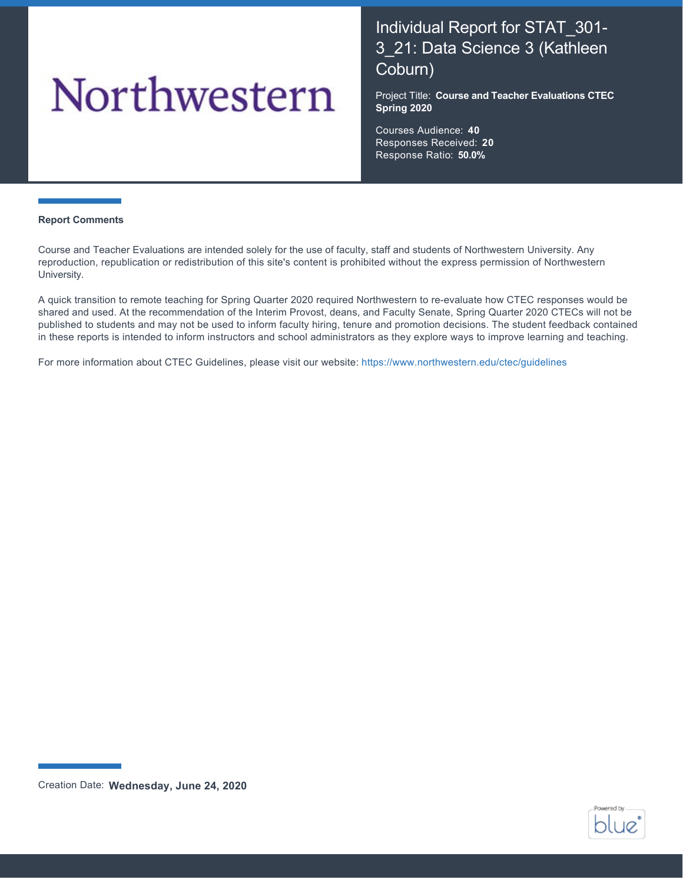Northwestern

# Individual Report for STAT_301-3_21: Data Science 3 (Kathleen Coburn)

Project Title: **Course and Teacher Evaluations CTEC Spring 2020**

Courses Audience: **40**
Responses Received: **20**
Response Ratio: **50.0%**

**Report Comments**

Course and Teacher Evaluations are intended solely for the use of faculty, staff and students of Northwestern University. Any reproduction, republication or redistribution of this site's content is prohibited without the express permission of Northwestern University.

A quick transition to remote teaching for Spring Quarter 2020 required Northwestern to re-evaluate how CTEC responses would be shared and used. At the recommendation of the Interim Provost, deans, and Faculty Senate, Spring Quarter 2020 CTECs will not be published to students and may not be used to inform faculty hiring, tenure and promotion decisions. The student feedback contained in these reports is intended to inform instructors and school administrators as they explore ways to improve learning and teaching.

For more information about CTEC Guidelines, please visit our website: https://www.northwestern.edu/ctec/guidelines

Creation Date: **Wednesday, June 24, 2020**

Powered by blue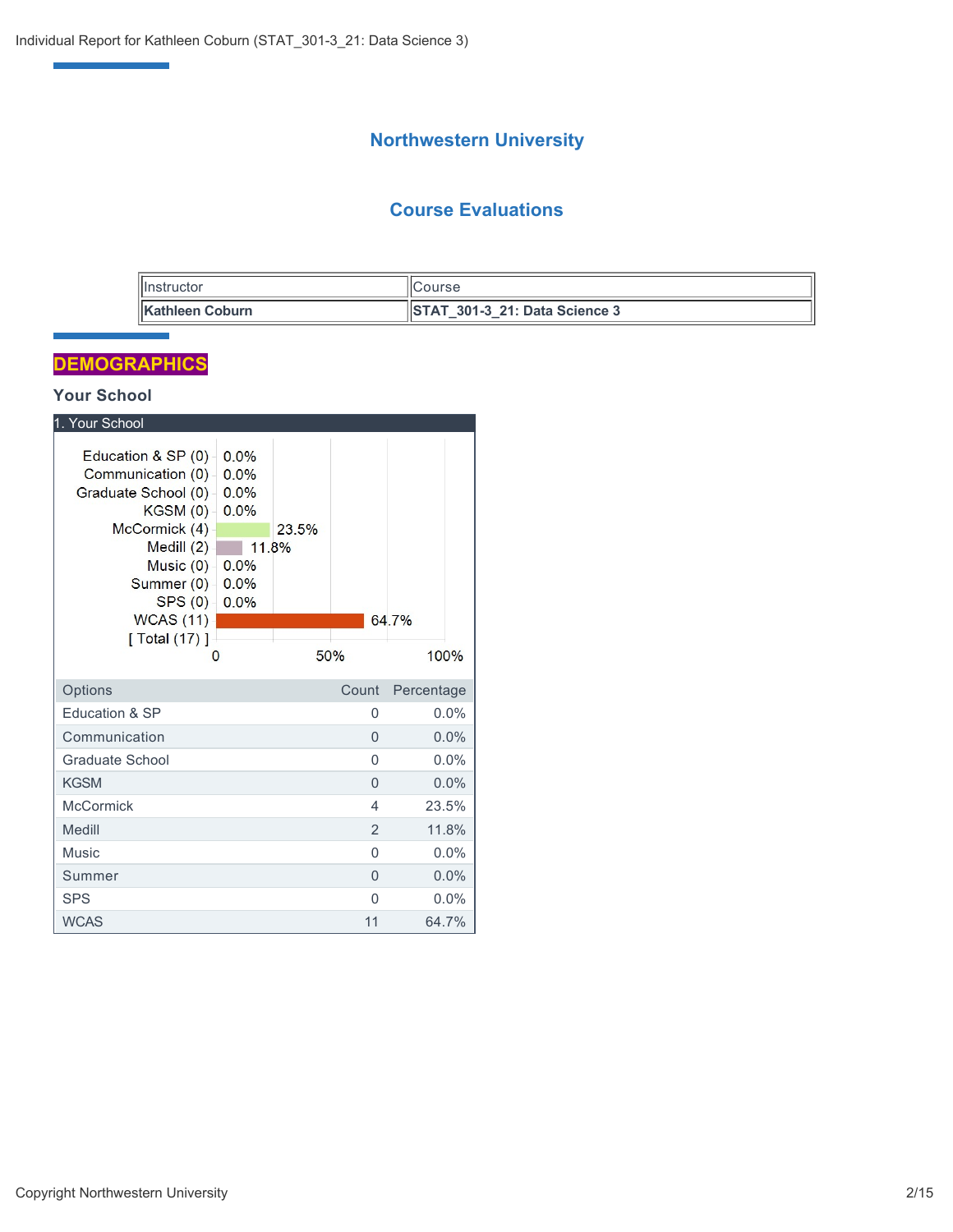# Northwestern University

## Course Evaluations

| Instructor | Course |
| --- | --- |
| **Kathleen Coburn** | **STAT_301-3_21: Data Science 3** |

## DEMOGRAPHICS

### Your School

1. Your School

| Options | Count | Percentage |
| --- | --- | --- |
| Education & SP | 0 | 0.0% |
| Communication | 0 | 0.0% |
| Graduate School | 0 | 0.0% |
| KGSM | 0 | 0.0% |
| McCormick | 4 | 23.5% |
| Medill | 2 | 11.8% |
| Music | 0 | 0.0% |
| Summer | 0 | 0.0% |
| SPS | 0 | 0.0% |
| WCAS | 11 | 64.7% |

[ Total (17) ]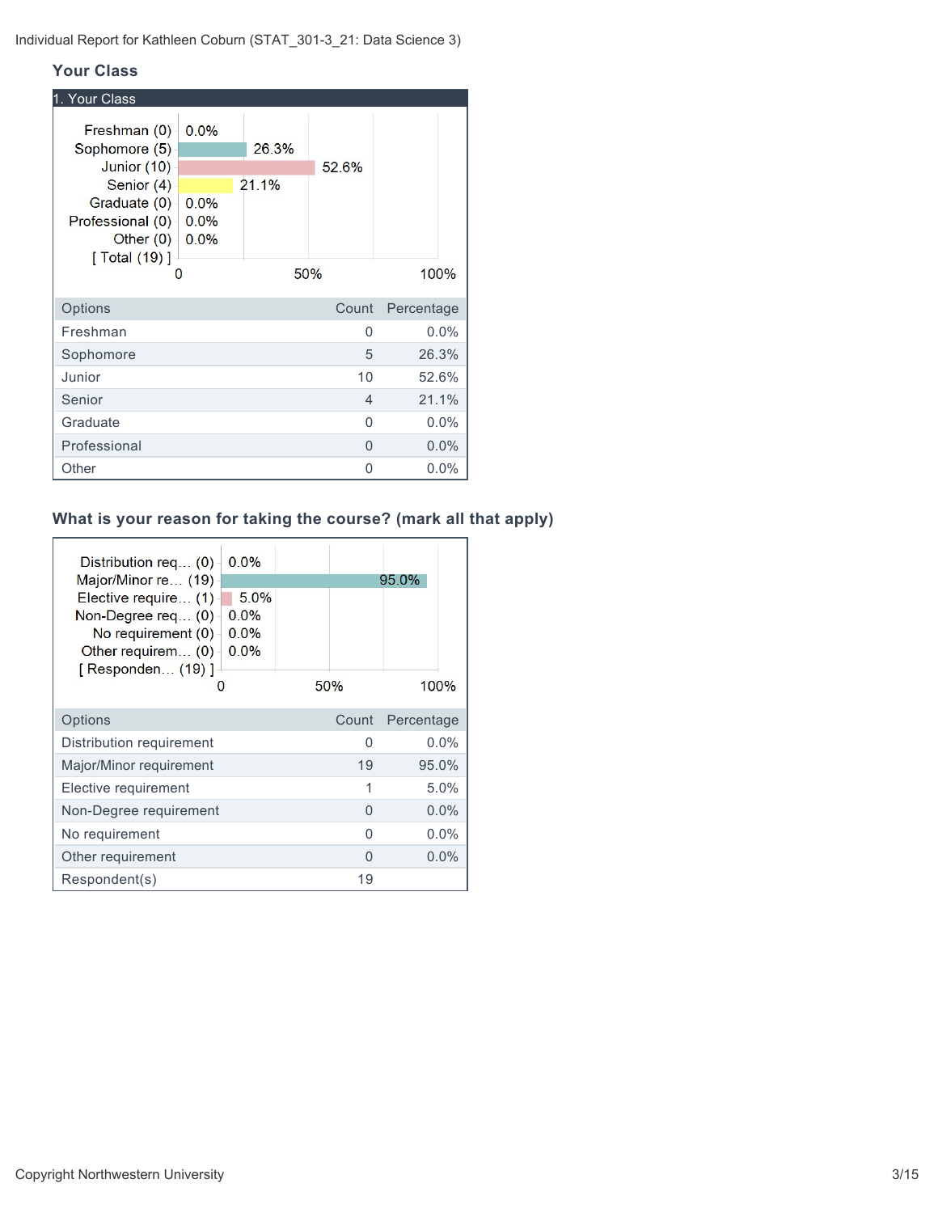## Your Class

### 1. Your Class

| Options | Count | Percentage |
|---|---|---|
| Freshman | 0 | 0.0% |
| Sophomore | 5 | 26.3% |
| Junior | 10 | 52.6% |
| Senior | 4 | 21.1% |
| Graduate | 0 | 0.0% |
| Professional | 0 | 0.0% |
| Other | 0 | 0.0% |

## What is your reason for taking the course? (mark all that apply)

| Options | Count | Percentage |
|---|---|---|
| Distribution requirement | 0 | 0.0% |
| Major/Minor requirement | 19 | 95.0% |
| Elective requirement | 1 | 5.0% |
| Non-Degree requirement | 0 | 0.0% |
| No requirement | 0 | 0.0% |
| Other requirement | 0 | 0.0% |
| Respondent(s) | 19 | |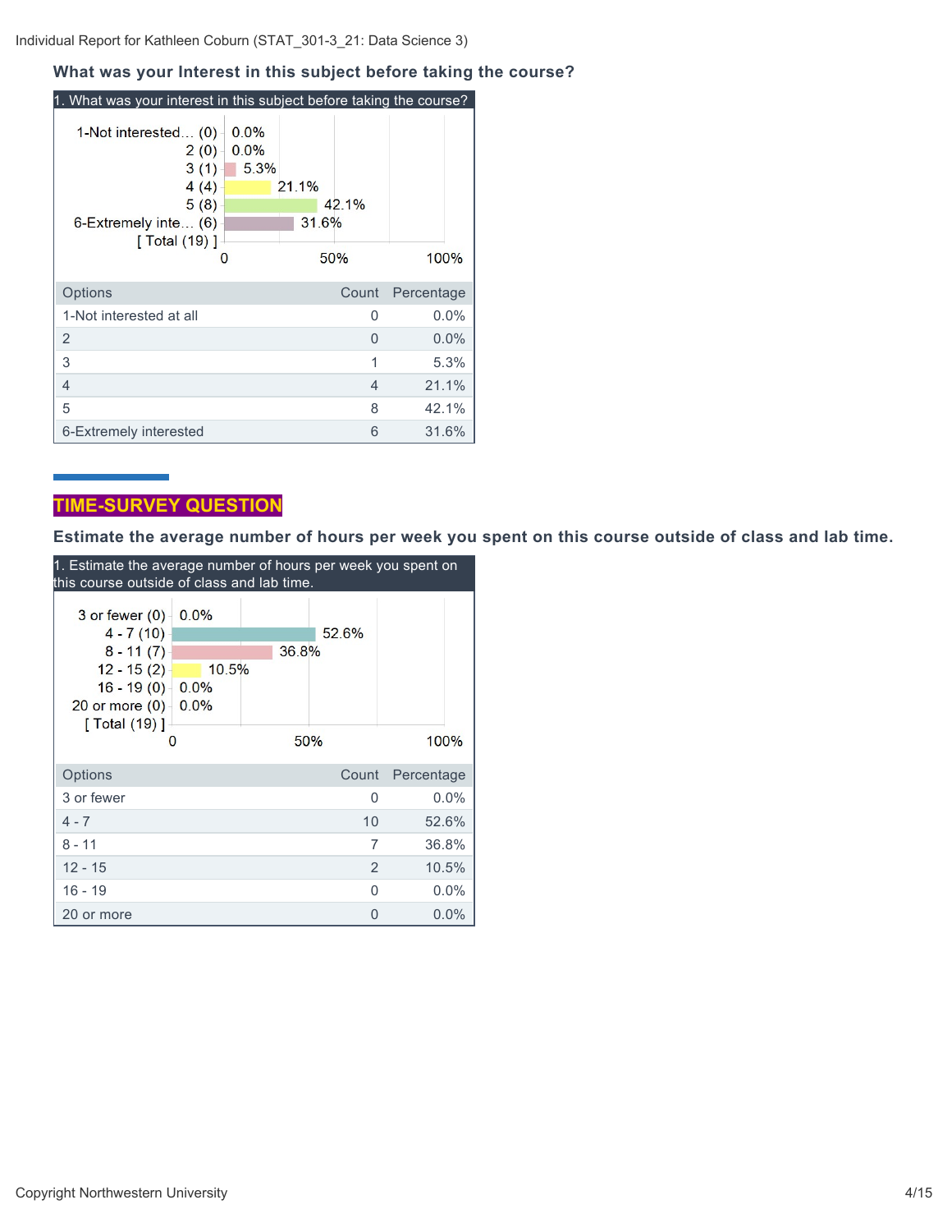### What was your Interest in this subject before taking the course?

1. What was your interest in this subject before taking the course?

| Options | Count | Percentage |
| --- | --- | --- |
| 1-Not interested at all | 0 | 0.0% |
| 2 | 0 | 0.0% |
| 3 | 1 | 5.3% |
| 4 | 4 | 21.1% |
| 5 | 8 | 42.1% |
| 6-Extremely interested | 6 | 31.6% |

## TIME-SURVEY QUESTION

### Estimate the average number of hours per week you spent on this course outside of class and lab time.

1. Estimate the average number of hours per week you spent on this course outside of class and lab time.

| Options | Count | Percentage |
| --- | --- | --- |
| 3 or fewer | 0 | 0.0% |
| 4 - 7 | 10 | 52.6% |
| 8 - 11 | 7 | 36.8% |
| 12 - 15 | 2 | 10.5% |
| 16 - 19 | 0 | 0.0% |
| 20 or more | 0 | 0.0% |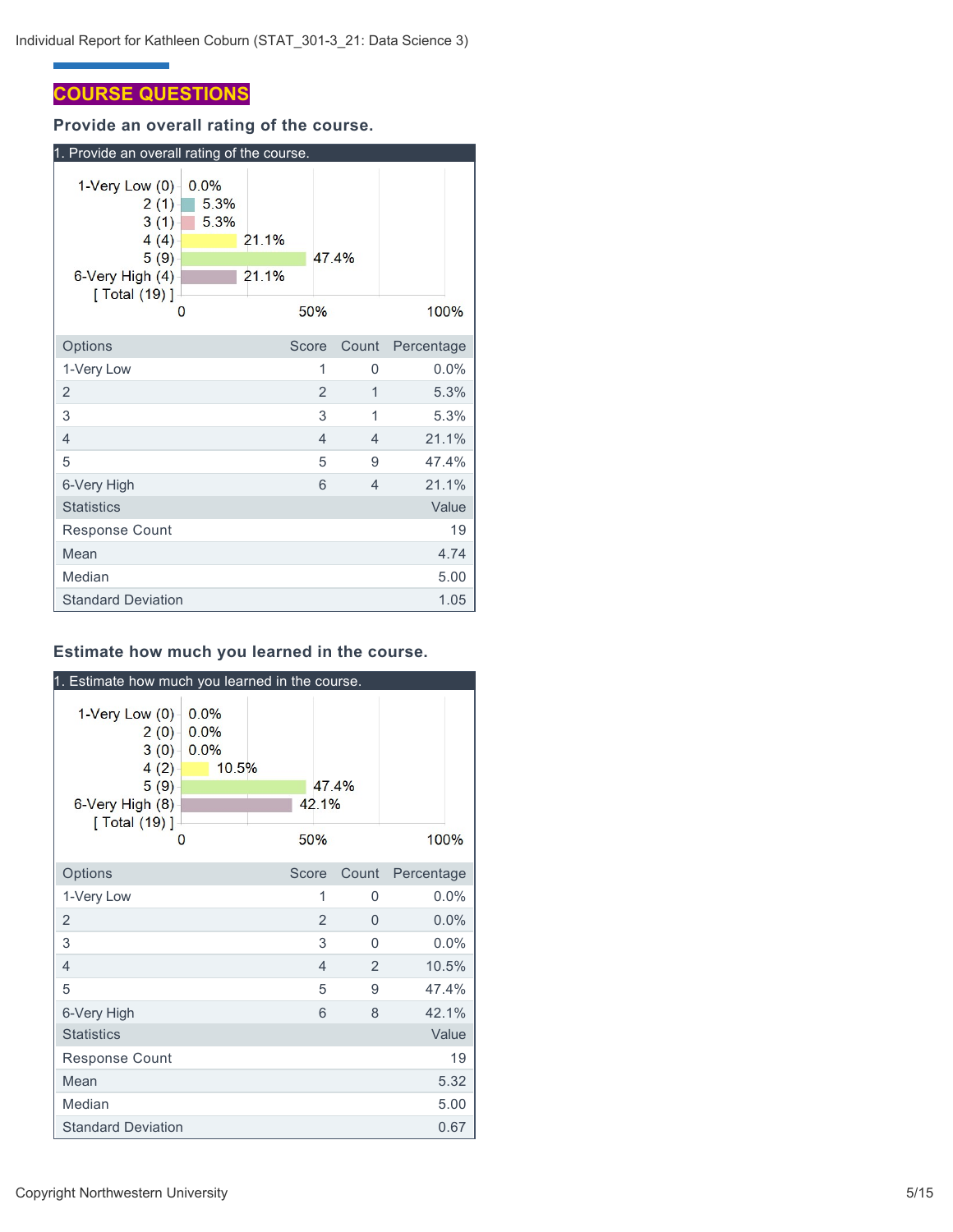## COURSE QUESTIONS

### Provide an overall rating of the course.

1. Provide an overall rating of the course.

| Options | Score | Count | Percentage |
|---|---|---|---|
| 1-Very Low | 1 | 0 | 0.0% |
| 2 | 2 | 1 | 5.3% |
| 3 | 3 | 1 | 5.3% |
| 4 | 4 | 4 | 21.1% |
| 5 | 5 | 9 | 47.4% |
| 6-Very High | 6 | 4 | 21.1% |

| Statistics | Value |
|---|---|
| Response Count | 19 |
| Mean | 4.74 |
| Median | 5.00 |
| Standard Deviation | 1.05 |

### Estimate how much you learned in the course.

1. Estimate how much you learned in the course.

| Options | Score | Count | Percentage |
|---|---|---|---|
| 1-Very Low | 1 | 0 | 0.0% |
| 2 | 2 | 0 | 0.0% |
| 3 | 3 | 0 | 0.0% |
| 4 | 4 | 2 | 10.5% |
| 5 | 5 | 9 | 47.4% |
| 6-Very High | 6 | 8 | 42.1% |

| Statistics | Value |
|---|---|
| Response Count | 19 |
| Mean | 5.32 |
| Median | 5.00 |
| Standard Deviation | 0.67 |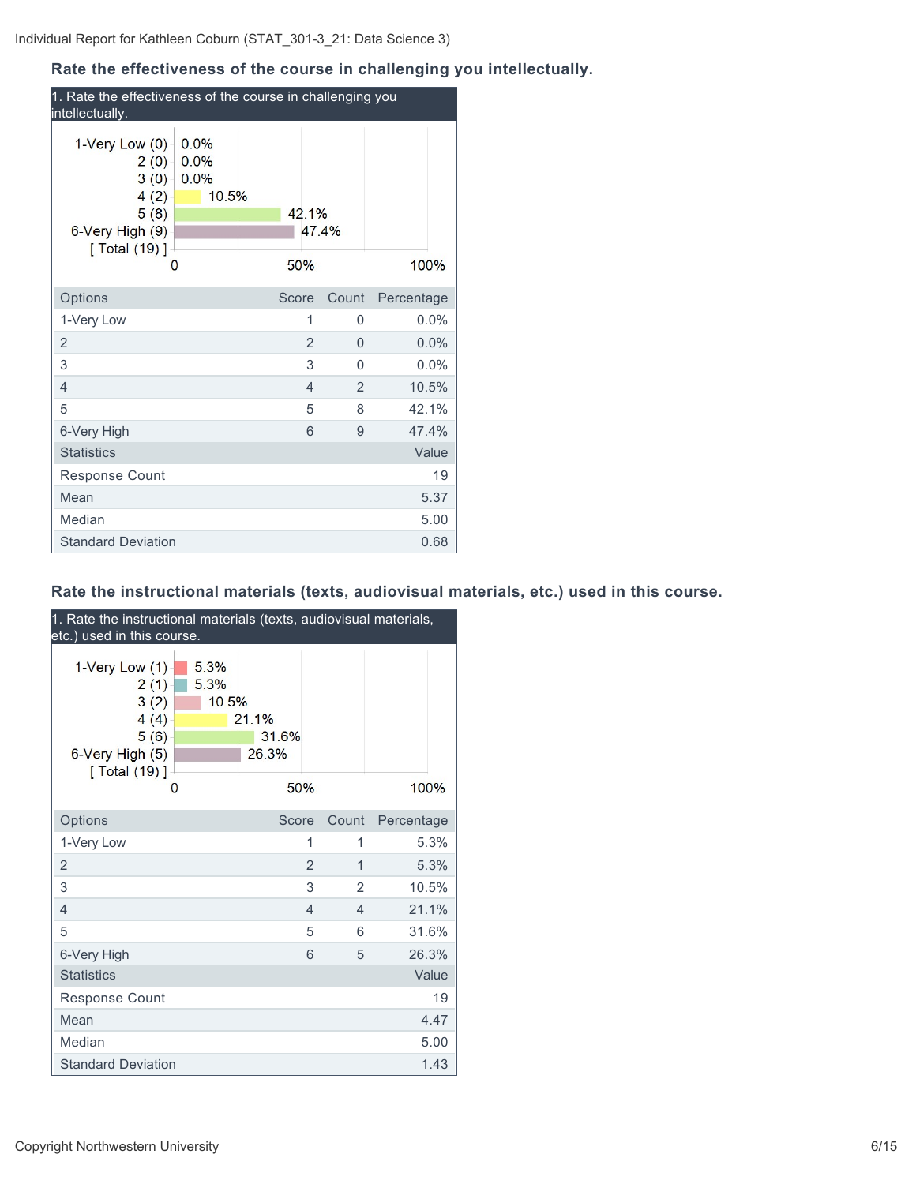## Rate the effectiveness of the course in challenging you intellectually.

1. Rate the effectiveness of the course in challenging you intellectually.

| Options | Score | Count | Percentage |
|---|---|---|---|
| 1-Very Low | 1 | 0 | 0.0% |
| 2 | 2 | 0 | 0.0% |
| 3 | 3 | 0 | 0.0% |
| 4 | 4 | 2 | 10.5% |
| 5 | 5 | 8 | 42.1% |
| 6-Very High | 6 | 9 | 47.4% |

| Statistics | Value |
|---|---|
| Response Count | 19 |
| Mean | 5.37 |
| Median | 5.00 |
| Standard Deviation | 0.68 |

## Rate the instructional materials (texts, audiovisual materials, etc.) used in this course.

1. Rate the instructional materials (texts, audiovisual materials, etc.) used in this course.

| Options | Score | Count | Percentage |
|---|---|---|---|
| 1-Very Low | 1 | 1 | 5.3% |
| 2 | 2 | 1 | 5.3% |
| 3 | 3 | 2 | 10.5% |
| 4 | 4 | 4 | 21.1% |
| 5 | 5 | 6 | 31.6% |
| 6-Very High | 6 | 5 | 26.3% |

| Statistics | Value |
|---|---|
| Response Count | 19 |
| Mean | 4.47 |
| Median | 5.00 |
| Standard Deviation | 1.43 |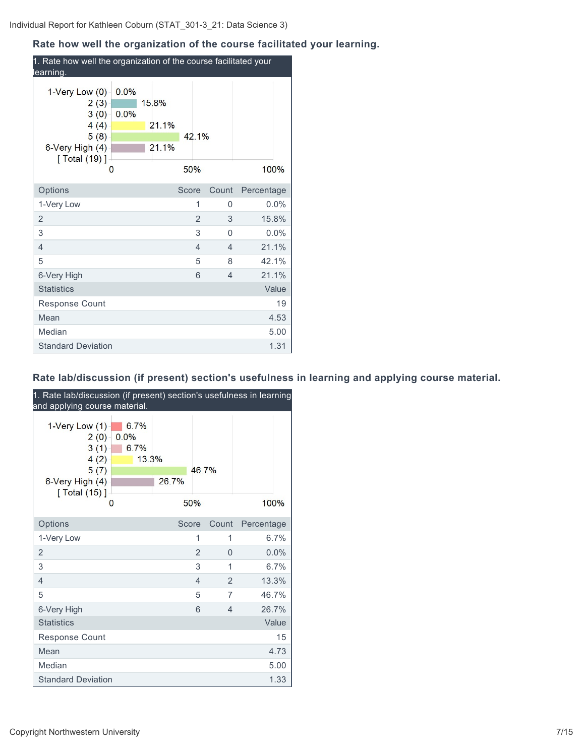## Rate how well the organization of the course facilitated your learning.

1. Rate how well the organization of the course facilitated your learning.

1-Very Low (0) 0.0%
2 (3) 15.8%
3 (0) 0.0%
4 (4) 21.1%
5 (8) 42.1%
6-Very High (4) 21.1%
[ Total (19) ]

| Options | Score | Count | Percentage |
|---|---|---|---|
| 1-Very Low | 1 | 0 | 0.0% |
| 2 | 2 | 3 | 15.8% |
| 3 | 3 | 0 | 0.0% |
| 4 | 4 | 4 | 21.1% |
| 5 | 5 | 8 | 42.1% |
| 6-Very High | 6 | 4 | 21.1% |

| Statistics | Value |
|---|---|
| Response Count | 19 |
| Mean | 4.53 |
| Median | 5.00 |
| Standard Deviation | 1.31 |

## Rate lab/discussion (if present) section's usefulness in learning and applying course material.

1. Rate lab/discussion (if present) section's usefulness in learning and applying course material.

1-Very Low (1) 6.7%
2 (0) 0.0%
3 (1) 6.7%
4 (2) 13.3%
5 (7) 46.7%
6-Very High (4) 26.7%
[ Total (15) ]

| Options | Score | Count | Percentage |
|---|---|---|---|
| 1-Very Low | 1 | 1 | 6.7% |
| 2 | 2 | 0 | 0.0% |
| 3 | 3 | 1 | 6.7% |
| 4 | 4 | 2 | 13.3% |
| 5 | 5 | 7 | 46.7% |
| 6-Very High | 6 | 4 | 26.7% |

| Statistics | Value |
|---|---|
| Response Count | 15 |
| Mean | 4.73 |
| Median | 5.00 |
| Standard Deviation | 1.33 |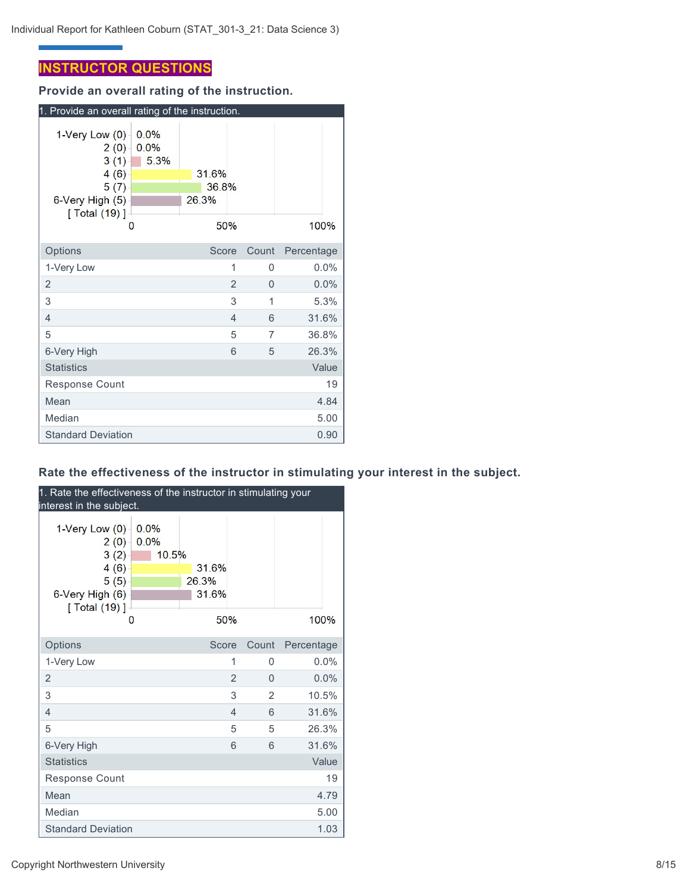## INSTRUCTOR QUESTIONS

### Provide an overall rating of the instruction.

1. Provide an overall rating of the instruction.

| Options | Count | Percentage |
|---|---|---|
| 1-Very Low (0) | 0 | 0.0% |
| 2 (0) | 0 | 0.0% |
| 3 (1) | 1 | 5.3% |
| 4 (6) | 6 | 31.6% |
| 5 (7) | 7 | 36.8% |
| 6-Very High (5) | 5 | 26.3% |
| [ Total (19) ] | | |

| Options | Score | Count | Percentage |
|---|---|---|---|
| 1-Very Low | 1 | 0 | 0.0% |
| 2 | 2 | 0 | 0.0% |
| 3 | 3 | 1 | 5.3% |
| 4 | 4 | 6 | 31.6% |
| 5 | 5 | 7 | 36.8% |
| 6-Very High | 6 | 5 | 26.3% |

| Statistics | Value |
|---|---|
| Response Count | 19 |
| Mean | 4.84 |
| Median | 5.00 |
| Standard Deviation | 0.90 |

### Rate the effectiveness of the instructor in stimulating your interest in the subject.

1. Rate the effectiveness of the instructor in stimulating your interest in the subject.

| Options | Count | Percentage |
|---|---|---|
| 1-Very Low (0) | 0 | 0.0% |
| 2 (0) | 0 | 0.0% |
| 3 (2) | 2 | 10.5% |
| 4 (6) | 6 | 31.6% |
| 5 (5) | 5 | 26.3% |
| 6-Very High (6) | 6 | 31.6% |
| [ Total (19) ] | | |

| Options | Score | Count | Percentage |
|---|---|---|---|
| 1-Very Low | 1 | 0 | 0.0% |
| 2 | 2 | 0 | 0.0% |
| 3 | 3 | 2 | 10.5% |
| 4 | 4 | 6 | 31.6% |
| 5 | 5 | 5 | 26.3% |
| 6-Very High | 6 | 6 | 31.6% |

| Statistics | Value |
|---|---|
| Response Count | 19 |
| Mean | 4.79 |
| Median | 5.00 |
| Standard Deviation | 1.03 |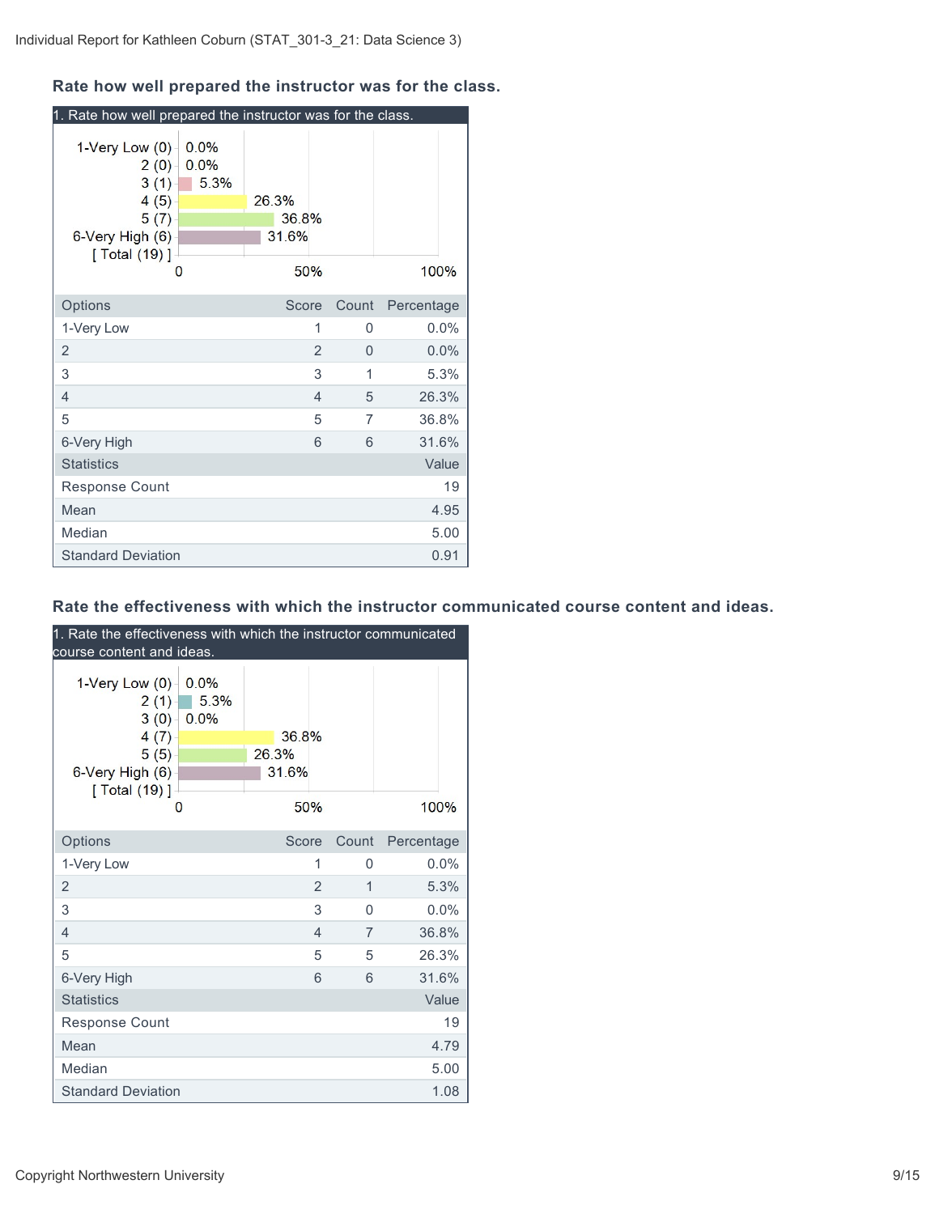### Rate how well prepared the instructor was for the class.

1. Rate how well prepared the instructor was for the class.

| Options | Score | Count | Percentage |
|---|---|---|---|
| 1-Very Low | 1 | 0 | 0.0% |
| 2 | 2 | 0 | 0.0% |
| 3 | 3 | 1 | 5.3% |
| 4 | 4 | 5 | 26.3% |
| 5 | 5 | 7 | 36.8% |
| 6-Very High | 6 | 6 | 31.6% |

| Statistics | Value |
|---|---|
| Response Count | 19 |
| Mean | 4.95 |
| Median | 5.00 |
| Standard Deviation | 0.91 |

### Rate the effectiveness with which the instructor communicated course content and ideas.

1. Rate the effectiveness with which the instructor communicated course content and ideas.

| Options | Score | Count | Percentage |
|---|---|---|---|
| 1-Very Low | 1 | 0 | 0.0% |
| 2 | 2 | 1 | 5.3% |
| 3 | 3 | 0 | 0.0% |
| 4 | 4 | 7 | 36.8% |
| 5 | 5 | 5 | 26.3% |
| 6-Very High | 6 | 6 | 31.6% |

| Statistics | Value |
|---|---|
| Response Count | 19 |
| Mean | 4.79 |
| Median | 5.00 |
| Standard Deviation | 1.08 |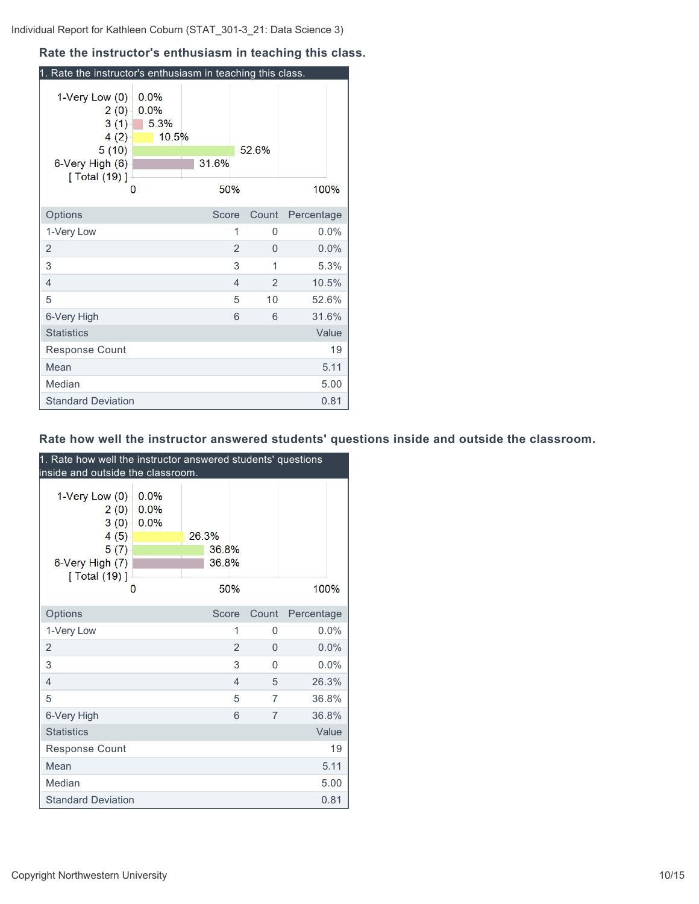Individual Report for Kathleen Coburn (STAT_301-3_21: Data Science 3)

### Rate the instructor's enthusiasm in teaching this class.

1. Rate the instructor's enthusiasm in teaching this class.

| Options | Score | Count | Percentage |
|---|---|---|---|
| 1-Very Low | 1 | 0 | 0.0% |
| 2 | 2 | 0 | 0.0% |
| 3 | 3 | 1 | 5.3% |
| 4 | 4 | 2 | 10.5% |
| 5 | 5 | 10 | 52.6% |
| 6-Very High | 6 | 6 | 31.6% |

| Statistics | Value |
|---|---|
| Response Count | 19 |
| Mean | 5.11 |
| Median | 5.00 |
| Standard Deviation | 0.81 |

### Rate how well the instructor answered students' questions inside and outside the classroom.

1. Rate how well the instructor answered students' questions inside and outside the classroom.

| Options | Score | Count | Percentage |
|---|---|---|---|
| 1-Very Low | 1 | 0 | 0.0% |
| 2 | 2 | 0 | 0.0% |
| 3 | 3 | 0 | 0.0% |
| 4 | 4 | 5 | 26.3% |
| 5 | 5 | 7 | 36.8% |
| 6-Very High | 6 | 7 | 36.8% |

| Statistics | Value |
|---|---|
| Response Count | 19 |
| Mean | 5.11 |
| Median | 5.00 |
| Standard Deviation | 0.81 |

Copyright Northwestern University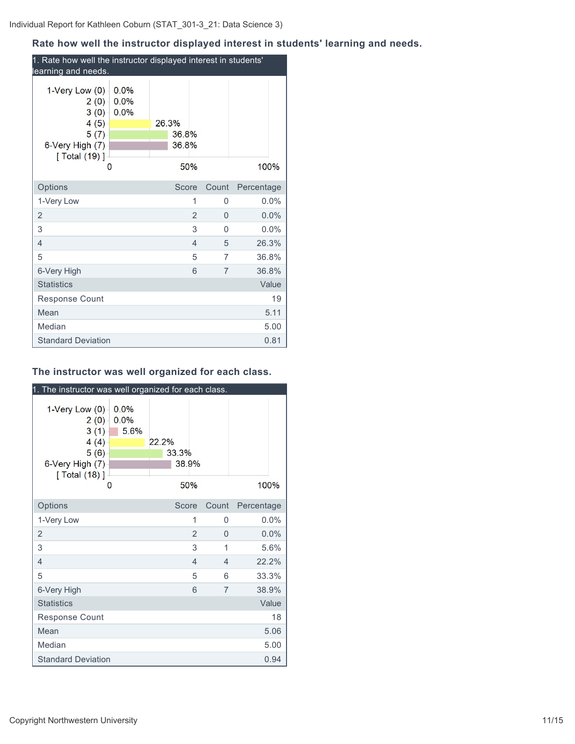**Rate how well the instructor displayed interest in students' learning and needs.**

1. Rate how well the instructor displayed interest in students' learning and needs.

| Options | Score | Count | Percentage |
|---|---|---|---|
| 1-Very Low | 1 | 0 | 0.0% |
| 2 | 2 | 0 | 0.0% |
| 3 | 3 | 0 | 0.0% |
| 4 | 4 | 5 | 26.3% |
| 5 | 5 | 7 | 36.8% |
| 6-Very High | 6 | 7 | 36.8% |

| Statistics | Value |
|---|---|
| Response Count | 19 |
| Mean | 5.11 |
| Median | 5.00 |
| Standard Deviation | 0.81 |

**The instructor was well organized for each class.**

1. The instructor was well organized for each class.

| Options | Score | Count | Percentage |
|---|---|---|---|
| 1-Very Low | 1 | 0 | 0.0% |
| 2 | 2 | 0 | 0.0% |
| 3 | 3 | 1 | 5.6% |
| 4 | 4 | 4 | 22.2% |
| 5 | 5 | 6 | 33.3% |
| 6-Very High | 6 | 7 | 38.9% |

| Statistics | Value |
|---|---|
| Response Count | 18 |
| Mean | 5.06 |
| Median | 5.00 |
| Standard Deviation | 0.94 |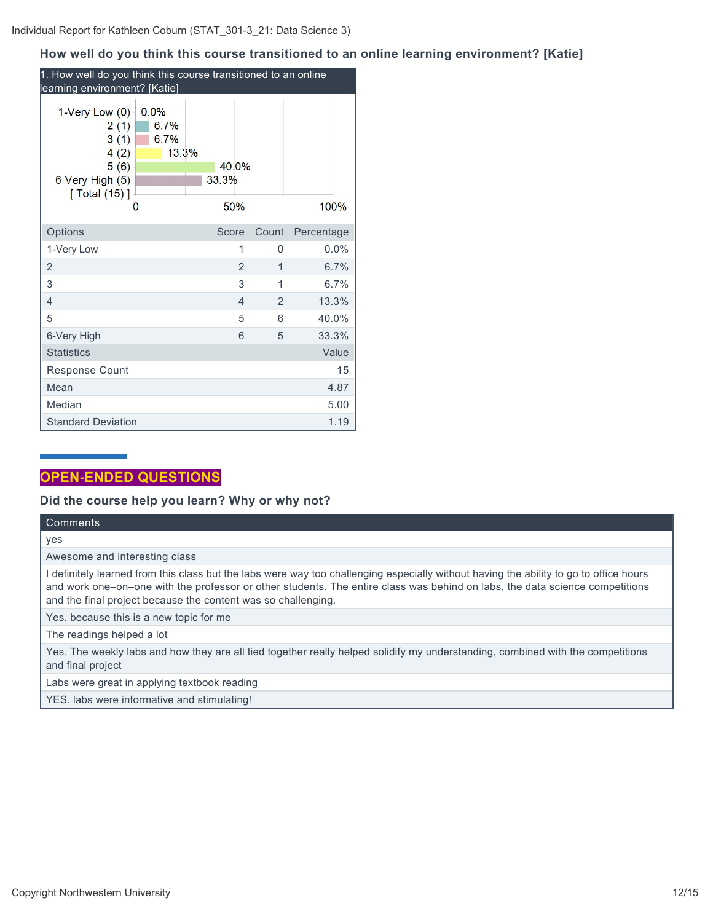### How well do you think this course transitioned to an online learning environment? [Katie]

1. How well do you think this course transitioned to an online learning environment? [Katie]

| Options | Score | Count | Percentage |
|---|---|---|---|
| 1-Very Low | 1 | 0 | 0.0% |
| 2 | 2 | 1 | 6.7% |
| 3 | 3 | 1 | 6.7% |
| 4 | 4 | 2 | 13.3% |
| 5 | 5 | 6 | 40.0% |
| 6-Very High | 6 | 5 | 33.3% |

| Statistics | Value |
|---|---|
| Response Count | 15 |
| Mean | 4.87 |
| Median | 5.00 |
| Standard Deviation | 1.19 |

## OPEN-ENDED QUESTIONS

### Did the course help you learn? Why or why not?

| Comments |
|---|
| yes |
| Awesome and interesting class |
| I definitely learned from this class but the labs were way too challenging especially without having the ability to go to office hours and work one–on–one with the professor or other students. The entire class was behind on labs, the data science competitions and the final project because the content was so challenging. |
| Yes. because this is a new topic for me |
| The readings helped a lot |
| Yes. The weekly labs and how they are all tied together really helped solidify my understanding, combined with the competitions and final project |
| Labs were great in applying textbook reading |
| YES. labs were informative and stimulating! |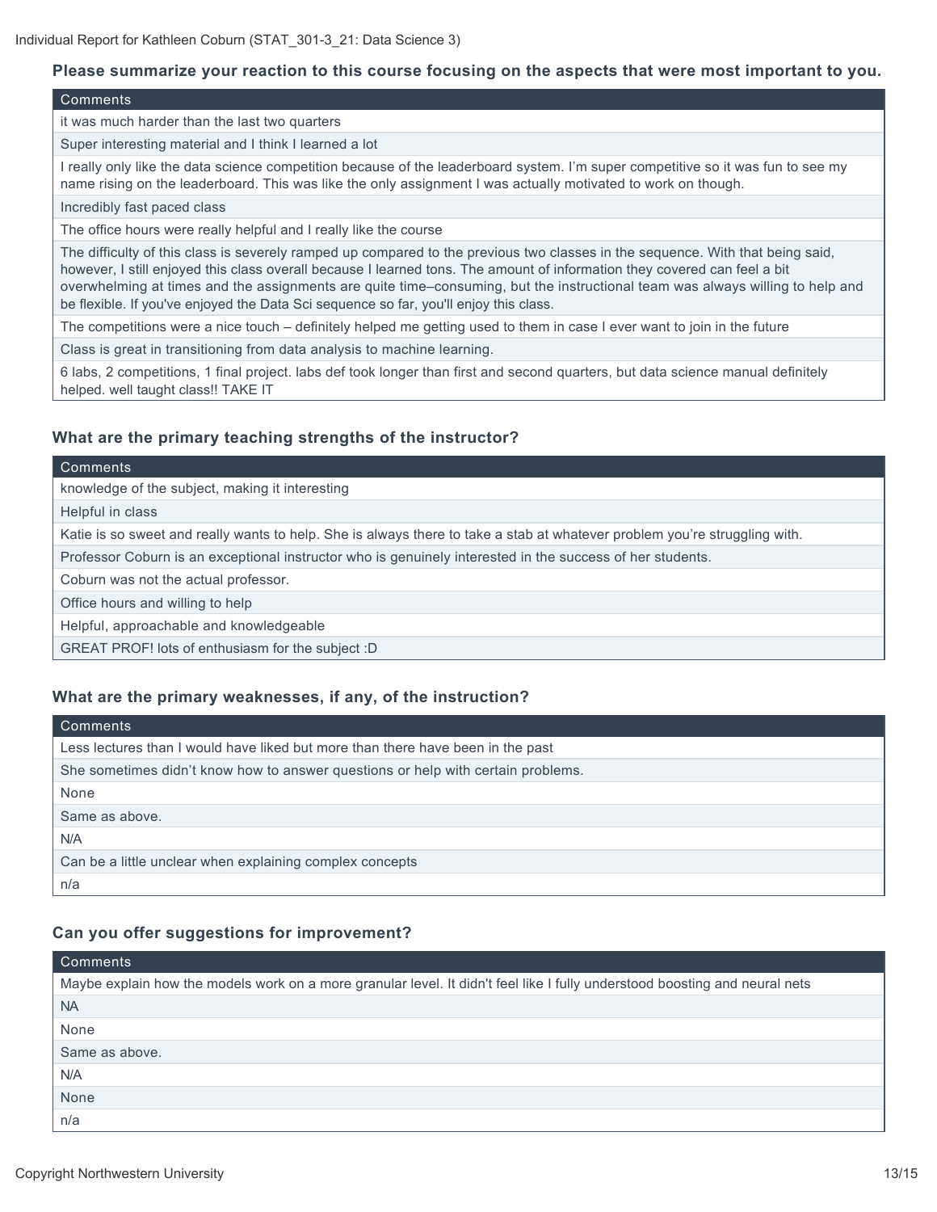Individual Report for Kathleen Coburn (STAT_301-3_21: Data Science 3)

### Please summarize your reaction to this course focusing on the aspects that were most important to you.

| Comments |
| --- |
| it was much harder than the last two quarters |
| Super interesting material and I think I learned a lot |
| I really only like the data science competition because of the leaderboard system. I'm super competitive so it was fun to see my name rising on the leaderboard. This was like the only assignment I was actually motivated to work on though. |
| Incredibly fast paced class |
| The office hours were really helpful and I really like the course |
| The difficulty of this class is severely ramped up compared to the previous two classes in the sequence. With that being said, however, I still enjoyed this class overall because I learned tons. The amount of information they covered can feel a bit overwhelming at times and the assignments are quite time–consuming, but the instructional team was always willing to help and be flexible. If you've enjoyed the Data Sci sequence so far, you'll enjoy this class. |
| The competitions were a nice touch – definitely helped me getting used to them in case I ever want to join in the future |
| Class is great in transitioning from data analysis to machine learning. |
| 6 labs, 2 competitions, 1 final project. labs def took longer than first and second quarters, but data science manual definitely helped. well taught class!! TAKE IT |

### What are the primary teaching strengths of the instructor?

| Comments |
| --- |
| knowledge of the subject, making it interesting |
| Helpful in class |
| Katie is so sweet and really wants to help. She is always there to take a stab at whatever problem you're struggling with. |
| Professor Coburn is an exceptional instructor who is genuinely interested in the success of her students. |
| Coburn was not the actual professor. |
| Office hours and willing to help |
| Helpful, approachable and knowledgeable |
| GREAT PROF! lots of enthusiasm for the subject :D |

### What are the primary weaknesses, if any, of the instruction?

| Comments |
| --- |
| Less lectures than I would have liked but more than there have been in the past |
| She sometimes didn't know how to answer questions or help with certain problems. |
| None |
| Same as above. |
| N/A |
| Can be a little unclear when explaining complex concepts |
| n/a |

### Can you offer suggestions for improvement?

| Comments |
| --- |
| Maybe explain how the models work on a more granular level. It didn't feel like I fully understood boosting and neural nets |
| NA |
| None |
| Same as above. |
| N/A |
| None |
| n/a |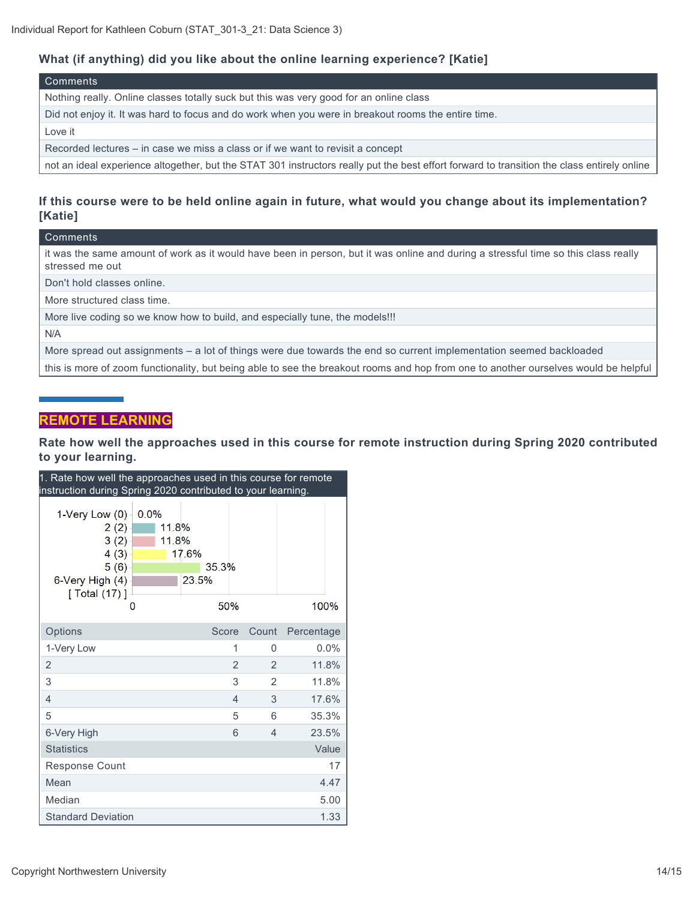### What (if anything) did you like about the online learning experience? [Katie]

| Comments |
|---|
| Nothing really. Online classes totally suck but this was very good for an online class |
| Did not enjoy it. It was hard to focus and do work when you were in breakout rooms the entire time. |
| Love it |
| Recorded lectures – in case we miss a class or if we want to revisit a concept |
| not an ideal experience altogether, but the STAT 301 instructors really put the best effort forward to transition the class entirely online |

### If this course were to be held online again in future, what would you change about its implementation? [Katie]

| Comments |
|---|
| it was the same amount of work as it would have been in person, but it was online and during a stressful time so this class really stressed me out |
| Don't hold classes online. |
| More structured class time. |
| More live coding so we know how to build, and especially tune, the models!!! |
| N/A |
| More spread out assignments – a lot of things were due towards the end so current implementation seemed backloaded |
| this is more of zoom functionality, but being able to see the breakout rooms and hop from one to another ourselves would be helpful |

## REMOTE LEARNING

### Rate how well the approaches used in this course for remote instruction during Spring 2020 contributed to your learning.

1. Rate how well the approaches used in this course for remote instruction during Spring 2020 contributed to your learning.

| Options | Score | Count | Percentage |
|---|---|---|---|
| 1-Very Low | 1 | 0 | 0.0% |
| 2 | 2 | 2 | 11.8% |
| 3 | 3 | 2 | 11.8% |
| 4 | 4 | 3 | 17.6% |
| 5 | 5 | 6 | 35.3% |
| 6-Very High | 6 | 4 | 23.5% |

| Statistics | Value |
|---|---|
| Response Count | 17 |
| Mean | 4.47 |
| Median | 5.00 |
| Standard Deviation | 1.33 |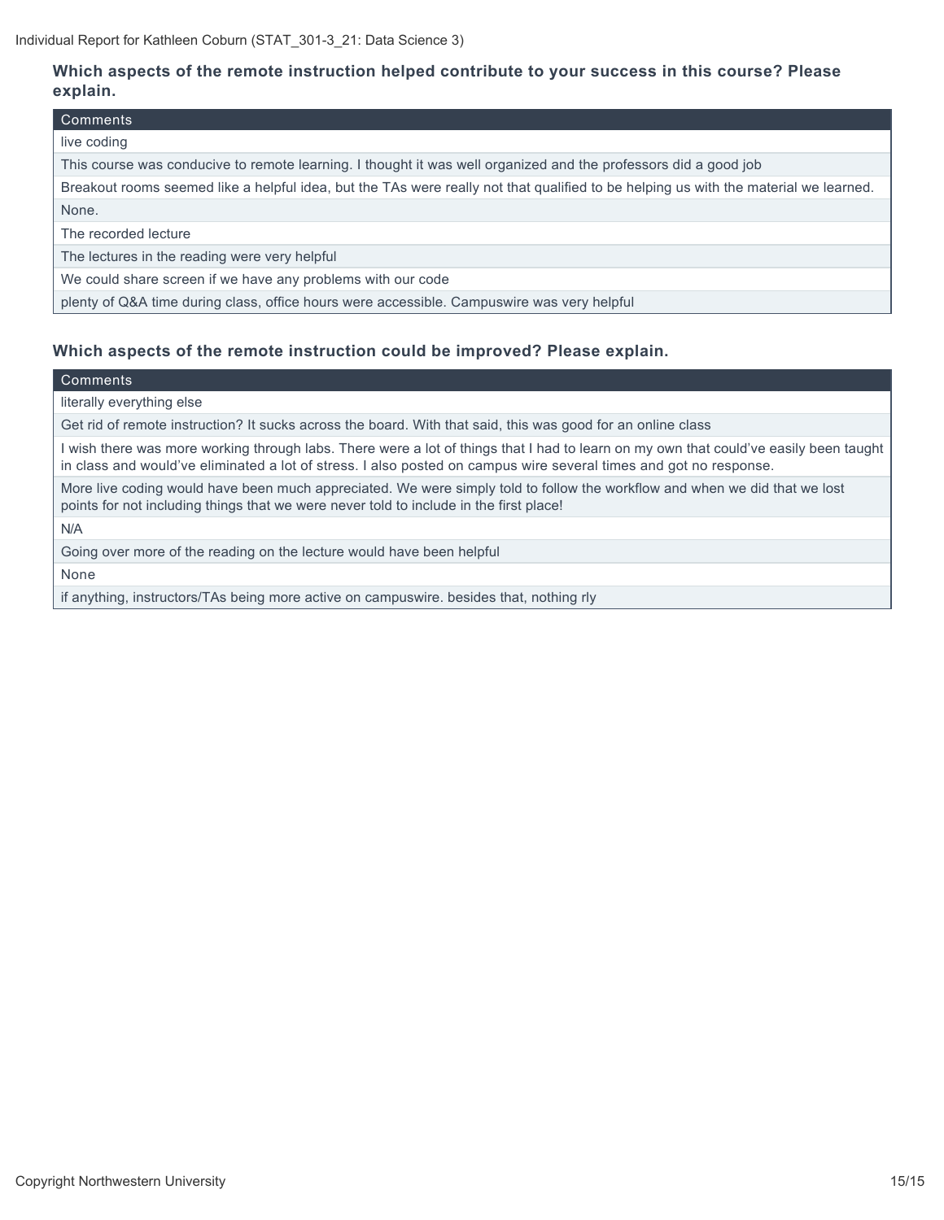### Which aspects of the remote instruction helped contribute to your success in this course? Please explain.

| Comments |
| --- |
| live coding |
| This course was conducive to remote learning. I thought it was well organized and the professors did a good job |
| Breakout rooms seemed like a helpful idea, but the TAs were really not that qualified to be helping us with the material we learned. |
| None. |
| The recorded lecture |
| The lectures in the reading were very helpful |
| We could share screen if we have any problems with our code |
| plenty of Q&A time during class, office hours were accessible. Campuswire was very helpful |

### Which aspects of the remote instruction could be improved? Please explain.

| Comments |
| --- |
| literally everything else |
| Get rid of remote instruction? It sucks across the board. With that said, this was good for an online class |
| I wish there was more working through labs. There were a lot of things that I had to learn on my own that could've easily been taught in class and would've eliminated a lot of stress. I also posted on campus wire several times and got no response. |
| More live coding would have been much appreciated. We were simply told to follow the workflow and when we did that we lost points for not including things that we were never told to include in the first place! |
| N/A |
| Going over more of the reading on the lecture would have been helpful |
| None |
| if anything, instructors/TAs being more active on campuswire. besides that, nothing rly |